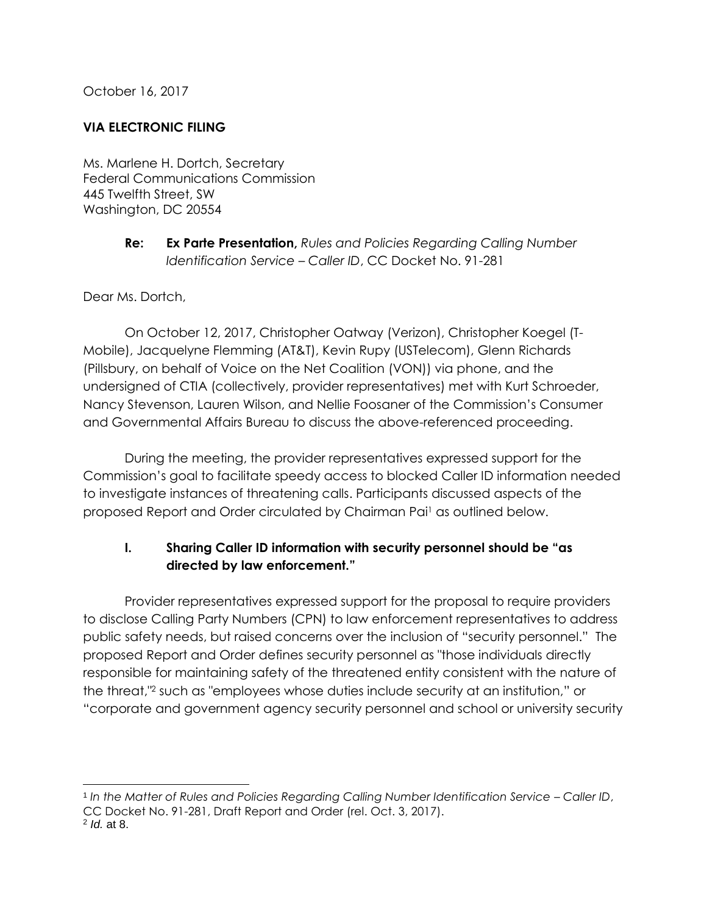October 16, 2017

**VIA ELECTRONIC FILING**

Ms. Marlene H. Dortch, Secretary
Federal Communications Commission
445 Twelfth Street, SW
Washington, DC 20554

**Re: Ex Parte Presentation,** *Rules and Policies Regarding Calling Number Identification Service – Caller ID*, CC Docket No. 91-281

Dear Ms. Dortch,

On October 12, 2017, Christopher Oatway (Verizon), Christopher Koegel (T-Mobile), Jacquelyne Flemming (AT&T), Kevin Rupy (USTelecom), Glenn Richards (Pillsbury, on behalf of Voice on the Net Coalition (VON)) via phone, and the undersigned of CTIA (collectively, provider representatives) met with Kurt Schroeder, Nancy Stevenson, Lauren Wilson, and Nellie Foosaner of the Commission's Consumer and Governmental Affairs Bureau to discuss the above-referenced proceeding.

During the meeting, the provider representatives expressed support for the Commission's goal to facilitate speedy access to blocked Caller ID information needed to investigate instances of threatening calls. Participants discussed aspects of the proposed Report and Order circulated by Chairman Pai[1] as outlined below.

## I. Sharing Caller ID information with security personnel should be "as directed by law enforcement."

Provider representatives expressed support for the proposal to require providers to disclose Calling Party Numbers (CPN) to law enforcement representatives to address public safety needs, but raised concerns over the inclusion of "security personnel." The proposed Report and Order defines security personnel as "those individuals directly responsible for maintaining safety of the threatened entity consistent with the nature of the threat,"[2] such as "employees whose duties include security at an institution," or "corporate and government agency security personnel and school or university security

---

[1] *In the Matter of Rules and Policies Regarding Calling Number Identification Service – Caller ID*, CC Docket No. 91-281, Draft Report and Order (rel. Oct. 3, 2017).

[2] *Id.* at 8.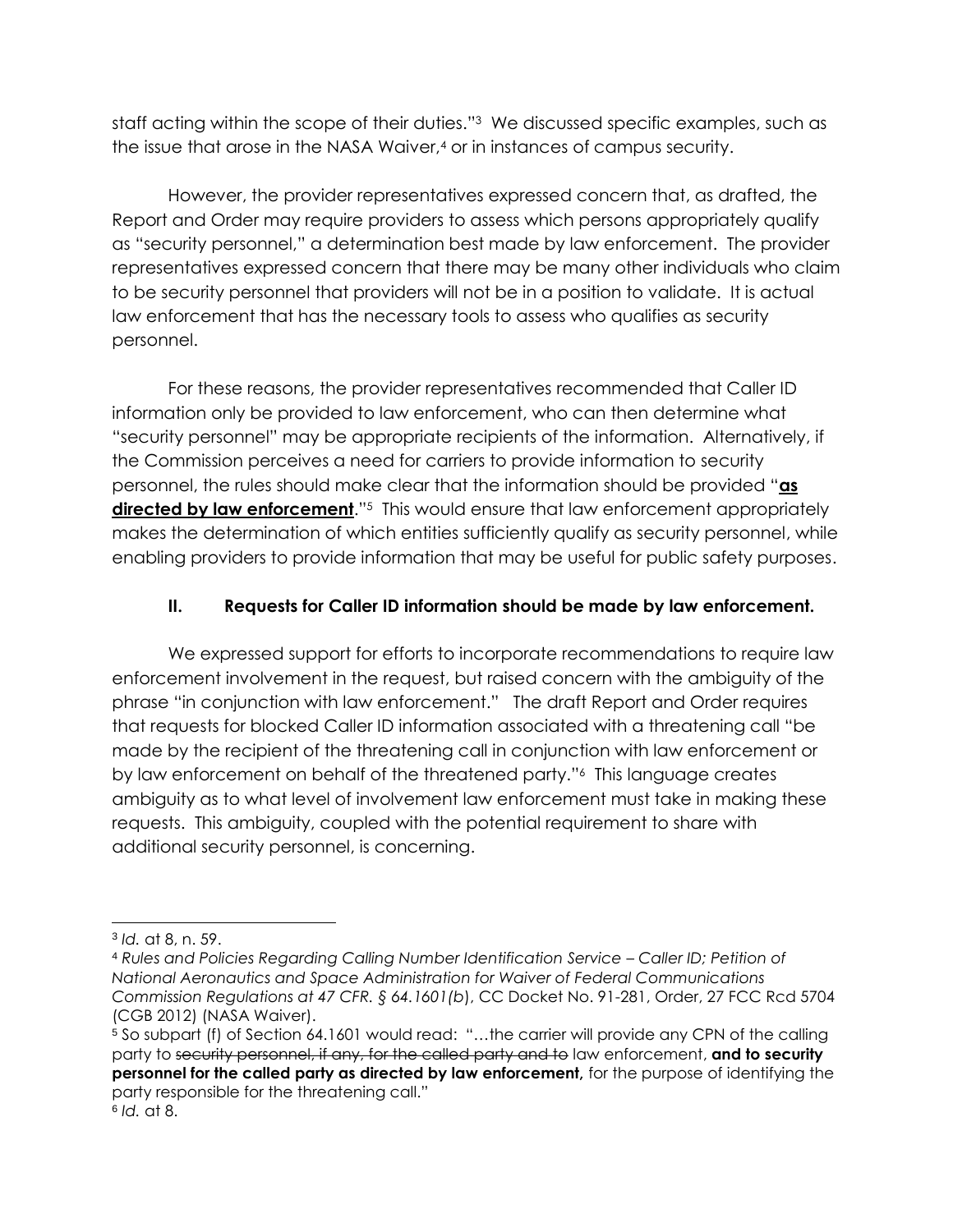staff acting within the scope of their duties."[3] We discussed specific examples, such as the issue that arose in the NASA Waiver,[4] or in instances of campus security.

However, the provider representatives expressed concern that, as drafted, the Report and Order may require providers to assess which persons appropriately qualify as "security personnel," a determination best made by law enforcement. The provider representatives expressed concern that there may be many other individuals who claim to be security personnel that providers will not be in a position to validate. It is actual law enforcement that has the necessary tools to assess who qualifies as security personnel.

For these reasons, the provider representatives recommended that Caller ID information only be provided to law enforcement, who can then determine what "security personnel" may be appropriate recipients of the information. Alternatively, if the Commission perceives a need for carriers to provide information to security personnel, the rules should make clear that the information should be provided "**<u>as directed by law enforcement</u>**."[5] This would ensure that law enforcement appropriately makes the determination of which entities sufficiently qualify as security personnel, while enabling providers to provide information that may be useful for public safety purposes.

### II. Requests for Caller ID information should be made by law enforcement.

We expressed support for efforts to incorporate recommendations to require law enforcement involvement in the request, but raised concern with the ambiguity of the phrase "in conjunction with law enforcement." The draft Report and Order requires that requests for blocked Caller ID information associated with a threatening call "be made by the recipient of the threatening call in conjunction with law enforcement or by law enforcement on behalf of the threatened party."[6] This language creates ambiguity as to what level of involvement law enforcement must take in making these requests. This ambiguity, coupled with the potential requirement to share with additional security personnel, is concerning.

---

[3] *Id.* at 8, n. 59.

[4] *Rules and Policies Regarding Calling Number Identification Service – Caller ID; Petition of National Aeronautics and Space Administration for Waiver of Federal Communications Commission Regulations at 47 CFR. § 64.1601(b)*, CC Docket No. 91-281, Order, 27 FCC Rcd 5704 (CGB 2012) (NASA Waiver).

[5] So subpart (f) of Section 64.1601 would read: "…the carrier will provide any CPN of the calling party to ~~security personnel, if any, for the called party and to~~ law enforcement, **and to security personnel for the called party as directed by law enforcement,** for the purpose of identifying the party responsible for the threatening call."

[6] *Id.* at 8.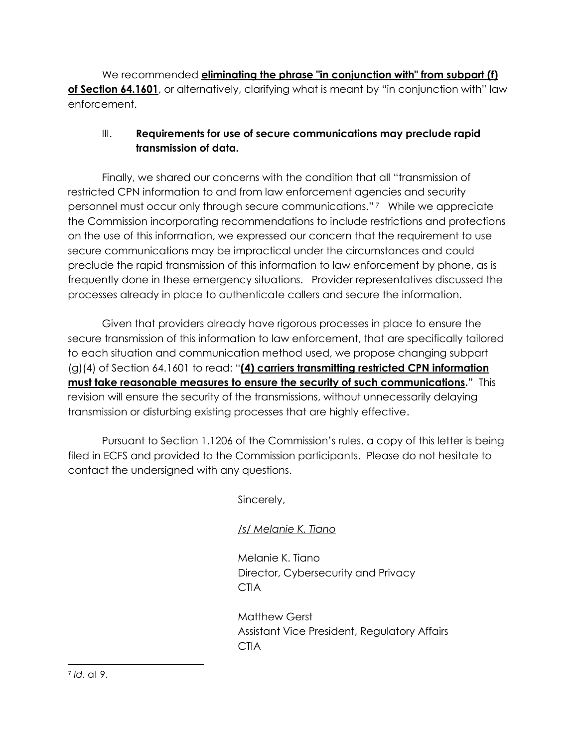We recommended **eliminating the phrase "in conjunction with" from subpart (f) of Section 64.1601**, or alternatively, clarifying what is meant by "in conjunction with" law enforcement.

### III. **Requirements for use of secure communications may preclude rapid transmission of data.**

Finally, we shared our concerns with the condition that all "transmission of restricted CPN information to and from law enforcement agencies and security personnel must occur only through secure communications."[7] While we appreciate the Commission incorporating recommendations to include restrictions and protections on the use of this information, we expressed our concern that the requirement to use secure communications may be impractical under the circumstances and could preclude the rapid transmission of this information to law enforcement by phone, as is frequently done in these emergency situations. Provider representatives discussed the processes already in place to authenticate callers and secure the information.

Given that providers already have rigorous processes in place to ensure the secure transmission of this information to law enforcement, that are specifically tailored to each situation and communication method used, we propose changing subpart (g)(4) of Section 64.1601 to read: "**(4) carriers transmitting restricted CPN information must take reasonable measures to ensure the security of such communications.**" This revision will ensure the security of the transmissions, without unnecessarily delaying transmission or disturbing existing processes that are highly effective.

Pursuant to Section 1.1206 of the Commission's rules, a copy of this letter is being filed in ECFS and provided to the Commission participants. Please do not hesitate to contact the undersigned with any questions.

Sincerely,

*/s/ Melanie K. Tiano*

Melanie K. Tiano
Director, Cybersecurity and Privacy
CTIA

Matthew Gerst
Assistant Vice President, Regulatory Affairs
CTIA

---

[7] *Id.* at 9.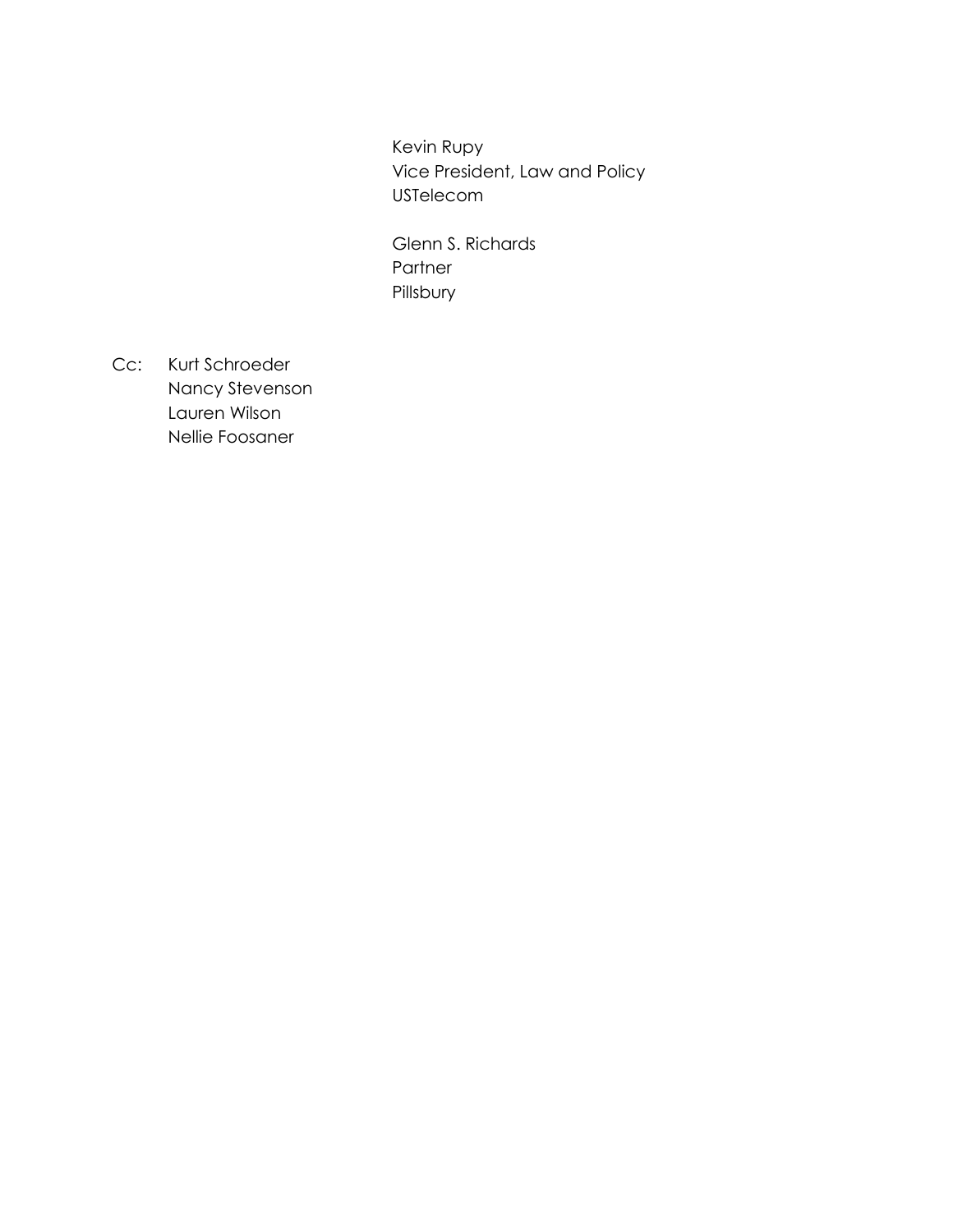Kevin Rupy
Vice President, Law and Policy
USTelecom

Glenn S. Richards
Partner
Pillsbury

Cc: Kurt Schroeder
Nancy Stevenson
Lauren Wilson
Nellie Foosaner